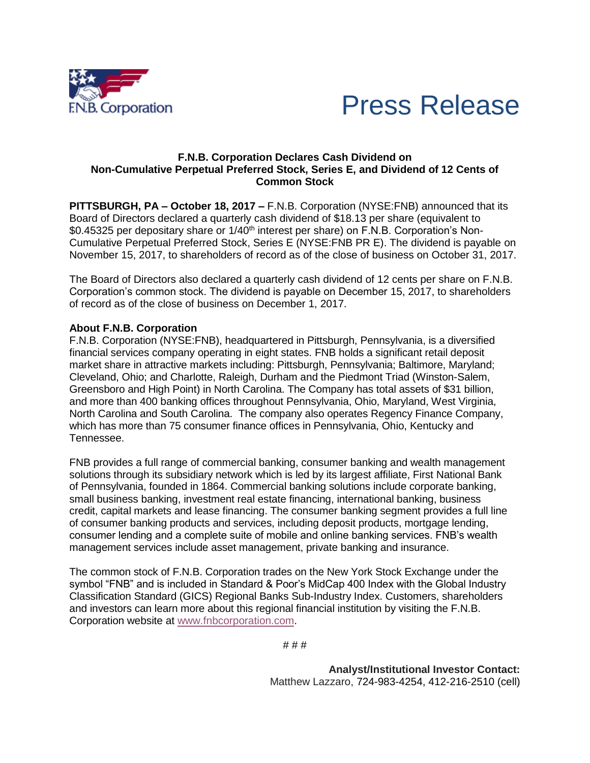F.N.B. Corporation

# Press Release

**F.N.B. Corporation Declares Cash Dividend on Non-Cumulative Perpetual Preferred Stock, Series E, and Dividend of 12 Cents of Common Stock**

**PITTSBURGH, PA – October 18, 2017 –** F.N.B. Corporation (NYSE:FNB) announced that its Board of Directors declared a quarterly cash dividend of $18.13 per share (equivalent to $0.45325 per depositary share or 1/40th interest per share) on F.N.B. Corporation's Non-Cumulative Perpetual Preferred Stock, Series E (NYSE:FNB PR E). The dividend is payable on November 15, 2017, to shareholders of record as of the close of business on October 31, 2017.

The Board of Directors also declared a quarterly cash dividend of 12 cents per share on F.N.B. Corporation's common stock. The dividend is payable on December 15, 2017, to shareholders of record as of the close of business on December 1, 2017.

**About F.N.B. Corporation**

F.N.B. Corporation (NYSE:FNB), headquartered in Pittsburgh, Pennsylvania, is a diversified financial services company operating in eight states. FNB holds a significant retail deposit market share in attractive markets including: Pittsburgh, Pennsylvania; Baltimore, Maryland; Cleveland, Ohio; and Charlotte, Raleigh, Durham and the Piedmont Triad (Winston-Salem, Greensboro and High Point) in North Carolina. The Company has total assets of $31 billion, and more than 400 banking offices throughout Pennsylvania, Ohio, Maryland, West Virginia, North Carolina and South Carolina. The company also operates Regency Finance Company, which has more than 75 consumer finance offices in Pennsylvania, Ohio, Kentucky and Tennessee.

FNB provides a full range of commercial banking, consumer banking and wealth management solutions through its subsidiary network which is led by its largest affiliate, First National Bank of Pennsylvania, founded in 1864. Commercial banking solutions include corporate banking, small business banking, investment real estate financing, international banking, business credit, capital markets and lease financing. The consumer banking segment provides a full line of consumer banking products and services, including deposit products, mortgage lending, consumer lending and a complete suite of mobile and online banking services. FNB's wealth management services include asset management, private banking and insurance.

The common stock of F.N.B. Corporation trades on the New York Stock Exchange under the symbol "FNB" and is included in Standard & Poor's MidCap 400 Index with the Global Industry Classification Standard (GICS) Regional Banks Sub-Industry Index. Customers, shareholders and investors can learn more about this regional financial institution by visiting the F.N.B. Corporation website at www.fnbcorporation.com.

# # #

**Analyst/Institutional Investor Contact:**
Matthew Lazzaro, 724-983-4254, 412-216-2510 (cell)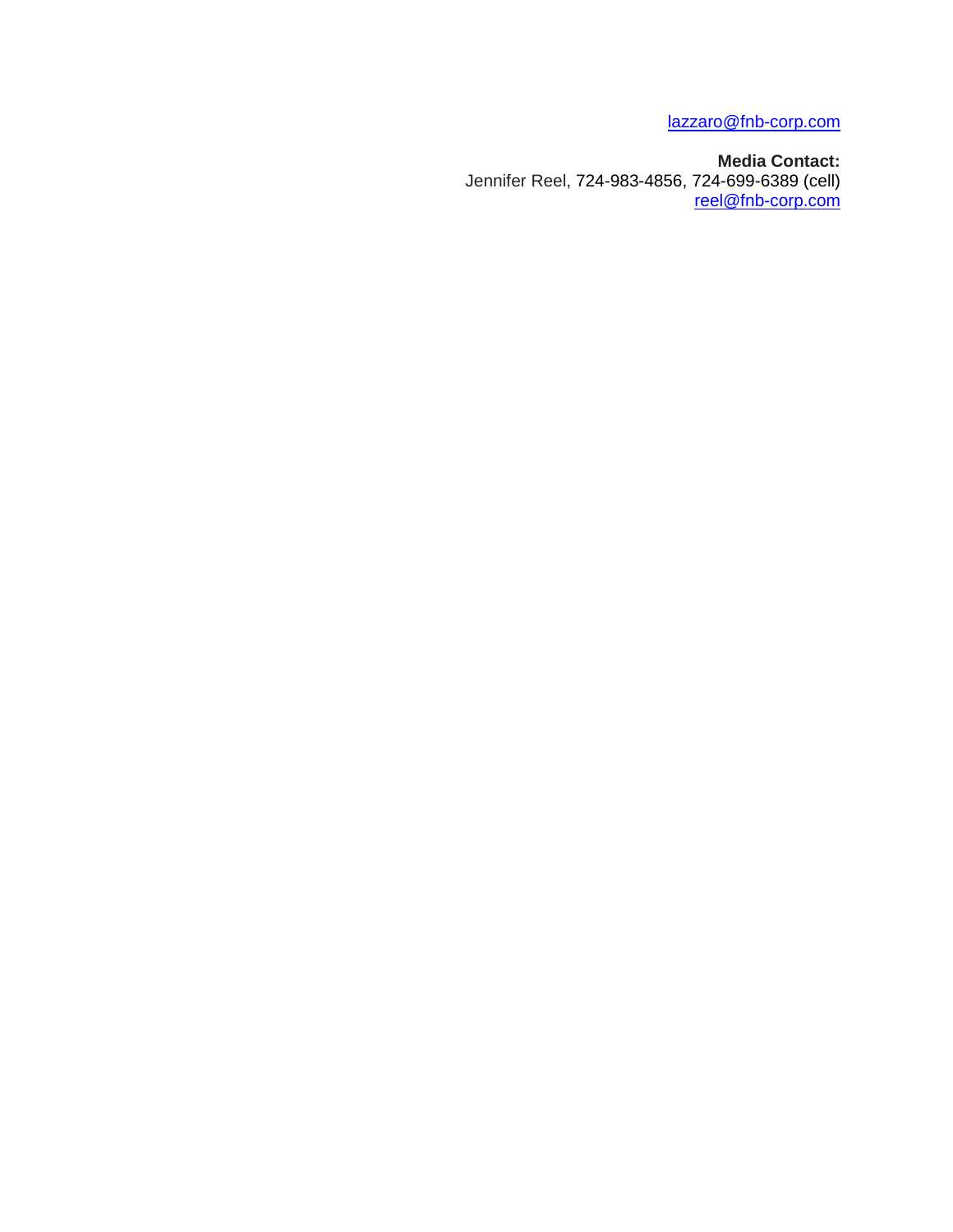lazzaro@fnb-corp.com

**Media Contact:**
Jennifer Reel, 724-983-4856, 724-699-6389 (cell)
reel@fnb-corp.com